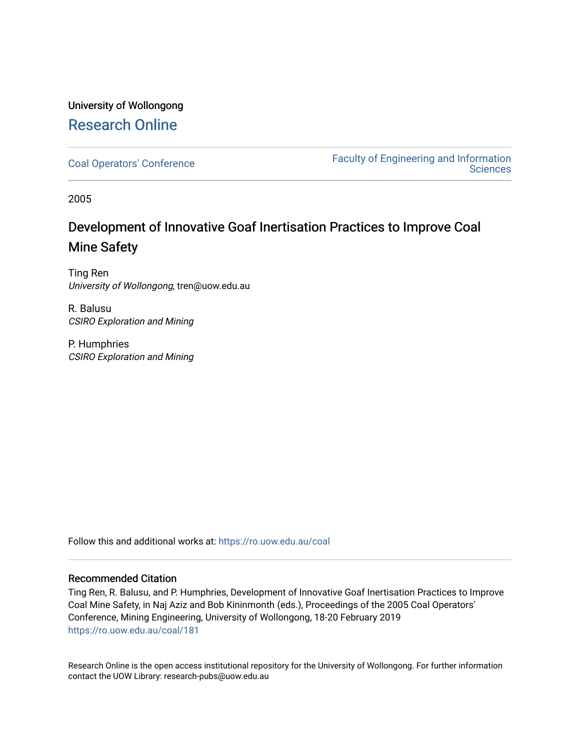University of Wollongong

# Research Online

Coal Operators' Conference | Faculty of Engineering and Information Sciences

2005

# Development of Innovative Goaf Inertisation Practices to Improve Coal Mine Safety

Ting Ren
*University of Wollongong*, tren@uow.edu.au

R. Balusu
*CSIRO Exploration and Mining*

P. Humphries
*CSIRO Exploration and Mining*

Follow this and additional works at: https://ro.uow.edu.au/coal

## Recommended Citation

Ting Ren, R. Balusu, and P. Humphries, Development of Innovative Goaf Inertisation Practices to Improve Coal Mine Safety, in Naj Aziz and Bob Kininmonth (eds.), Proceedings of the 2005 Coal Operators' Conference, Mining Engineering, University of Wollongong, 18-20 February 2019
https://ro.uow.edu.au/coal/181

Research Online is the open access institutional repository for the University of Wollongong. For further information contact the UOW Library: research-pubs@uow.edu.au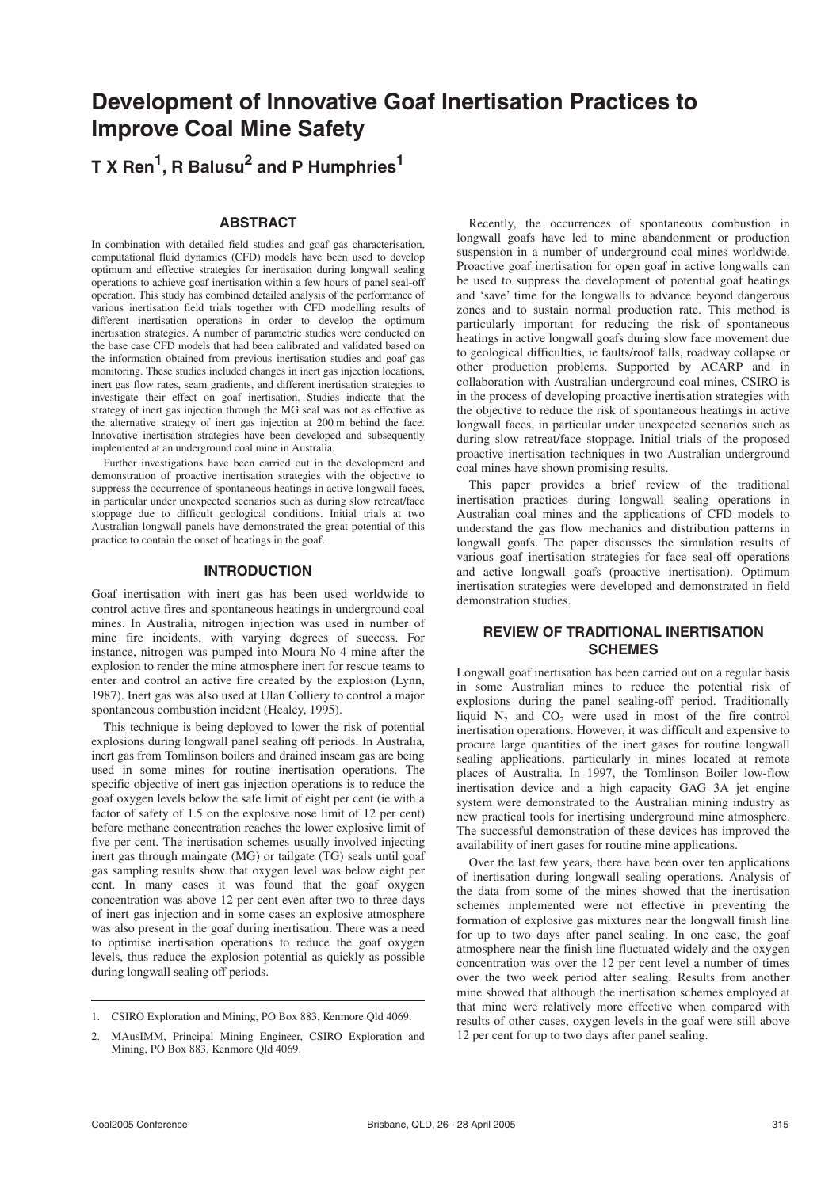# Development of Innovative Goaf Inertisation Practices to Improve Coal Mine Safety

**T X Ren[1], R Balusu[2] and P Humphries[1]**

## ABSTRACT

In combination with detailed field studies and goaf gas characterisation, computational fluid dynamics (CFD) models have been used to develop optimum and effective strategies for inertisation during longwall sealing operations to achieve goaf inertisation within a few hours of panel seal-off operation. This study has combined detailed analysis of the performance of various inertisation field trials together with CFD modelling results of different inertisation operations in order to develop the optimum inertisation strategies. A number of parametric studies were conducted on the base case CFD models that had been calibrated and validated based on the information obtained from previous inertisation studies and goaf gas monitoring. These studies included changes in inert gas injection locations, inert gas flow rates, seam gradients, and different inertisation strategies to investigate their effect on goaf inertisation. Studies indicate that the strategy of inert gas injection through the MG seal was not as effective as the alternative strategy of inert gas injection at 200 m behind the face. Innovative inertisation strategies have been developed and subsequently implemented at an underground coal mine in Australia.

Further investigations have been carried out in the development and demonstration of proactive inertisation strategies with the objective to suppress the occurrence of spontaneous heatings in active longwall faces, in particular under unexpected scenarios such as during slow retreat/face stoppage due to difficult geological conditions. Initial trials at two Australian longwall panels have demonstrated the great potential of this practice to contain the onset of heatings in the goaf.

## INTRODUCTION

Goaf inertisation with inert gas has been used worldwide to control active fires and spontaneous heatings in underground coal mines. In Australia, nitrogen injection was used in number of mine fire incidents, with varying degrees of success. For instance, nitrogen was pumped into Moura No 4 mine after the explosion to render the mine atmosphere inert for rescue teams to enter and control an active fire created by the explosion (Lynn, 1987). Inert gas was also used at Ulan Colliery to control a major spontaneous combustion incident (Healey, 1995).

This technique is being deployed to lower the risk of potential explosions during longwall panel sealing off periods. In Australia, inert gas from Tomlinson boilers and drained inseam gas are being used in some mines for routine inertisation operations. The specific objective of inert gas injection operations is to reduce the goaf oxygen levels below the safe limit of eight per cent (ie with a factor of safety of 1.5 on the explosive nose limit of 12 per cent) before methane concentration reaches the lower explosive limit of five per cent. The inertisation schemes usually involved injecting inert gas through maingate (MG) or tailgate (TG) seals until goaf gas sampling results show that oxygen level was below eight per cent. In many cases it was found that the goaf oxygen concentration was above 12 per cent even after two to three days of inert gas injection and in some cases an explosive atmosphere was also present in the goaf during inertisation. There was a need to optimise inertisation operations to reduce the goaf oxygen levels, thus reduce the explosion potential as quickly as possible during longwall sealing off periods.

1. CSIRO Exploration and Mining, PO Box 883, Kenmore Qld 4069.

2. MAusIMM, Principal Mining Engineer, CSIRO Exploration and Mining, PO Box 883, Kenmore Qld 4069.

Recently, the occurrences of spontaneous combustion in longwall goafs have led to mine abandonment or production suspension in a number of underground coal mines worldwide. Proactive goaf inertisation for open goaf in active longwalls can be used to suppress the development of potential goaf heatings and 'save' time for the longwalls to advance beyond dangerous zones and to sustain normal production rate. This method is particularly important for reducing the risk of spontaneous heatings in active longwall goafs during slow face movement due to geological difficulties, ie faults/roof falls, roadway collapse or other production problems. Supported by ACARP and in collaboration with Australian underground coal mines, CSIRO is in the process of developing proactive inertisation strategies with the objective to reduce the risk of spontaneous heatings in active longwall faces, in particular under unexpected scenarios such as during slow retreat/face stoppage. Initial trials of the proposed proactive inertisation techniques in two Australian underground coal mines have shown promising results.

This paper provides a brief review of the traditional inertisation practices during longwall sealing operations in Australian coal mines and the applications of CFD models to understand the gas flow mechanics and distribution patterns in longwall goafs. The paper discusses the simulation results of various goaf inertisation strategies for face seal-off operations and active longwall goafs (proactive inertisation). Optimum inertisation strategies were developed and demonstrated in field demonstration studies.

## REVIEW OF TRADITIONAL INERTISATION SCHEMES

Longwall goaf inertisation has been carried out on a regular basis in some Australian mines to reduce the potential risk of explosions during the panel sealing-off period. Traditionally liquid $N_2$ and $CO_2$ were used in most of the fire control inertisation operations. However, it was difficult and expensive to procure large quantities of the inert gases for routine longwall sealing applications, particularly in mines located at remote places of Australia. In 1997, the Tomlinson Boiler low-flow inertisation device and a high capacity GAG 3A jet engine system were demonstrated to the Australian mining industry as new practical tools for inertising underground mine atmosphere. The successful demonstration of these devices has improved the availability of inert gases for routine mine applications.

Over the last few years, there have been over ten applications of inertisation during longwall sealing operations. Analysis of the data from some of the mines showed that the inertisation schemes implemented were not effective in preventing the formation of explosive gas mixtures near the longwall finish line for up to two days after panel sealing. In one case, the goaf atmosphere near the finish line fluctuated widely and the oxygen concentration was over the 12 per cent level a number of times over the two week period after sealing. Results from another mine showed that although the inertisation schemes employed at that mine were relatively more effective when compared with results of other cases, oxygen levels in the goaf were still above 12 per cent for up to two days after panel sealing.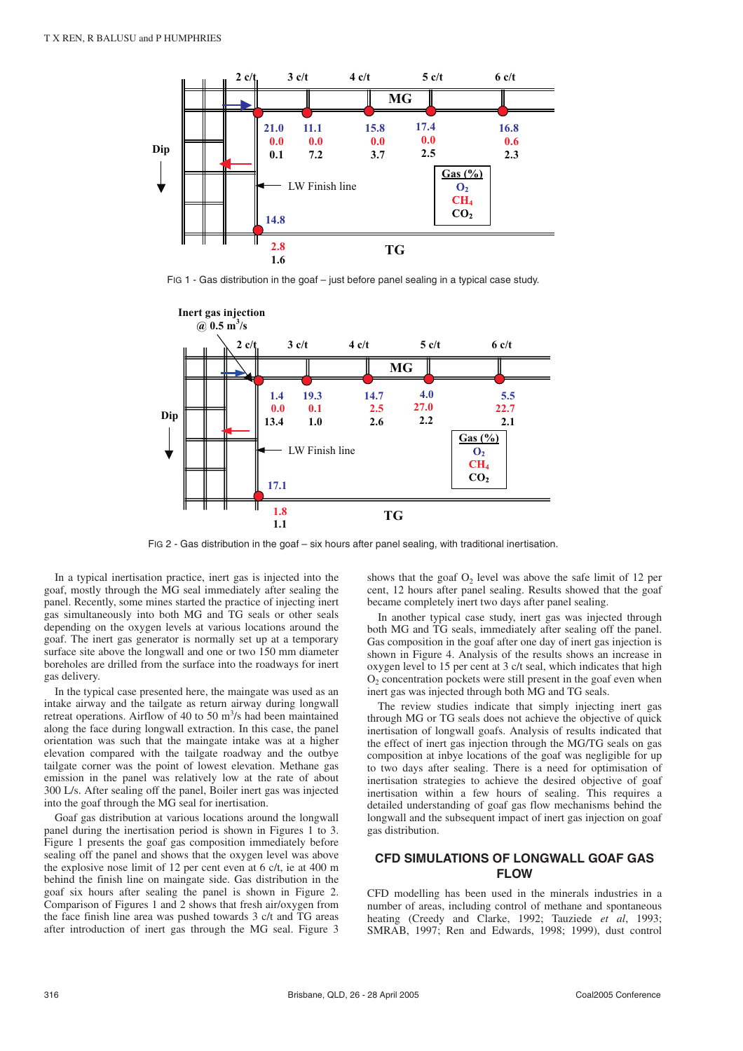FIG 1 - Gas distribution in the goaf – just before panel sealing in a typical case study.

FIG 2 - Gas distribution in the goaf – six hours after panel sealing, with traditional inertisation.

In a typical inertisation practice, inert gas is injected into the goaf, mostly through the MG seal immediately after sealing the panel. Recently, some mines started the practice of injecting inert gas simultaneously into both MG and TG seals or other seals depending on the oxygen levels at various locations around the goaf. The inert gas generator is normally set up at a temporary surface site above the longwall and one or two 150 mm diameter boreholes are drilled from the surface into the roadways for inert gas delivery.

In the typical case presented here, the maingate was used as an intake airway and the tailgate as return airway during longwall retreat operations. Airflow of 40 to 50 $m^3$/s had been maintained along the face during longwall extraction. In this case, the panel orientation was such that the maingate intake was at a higher elevation compared with the tailgate roadway and the outbye tailgate corner was the point of lowest elevation. Methane gas emission in the panel was relatively low at the rate of about 300 L/s. After sealing off the panel, Boiler inert gas was injected into the goaf through the MG seal for inertisation.

Goaf gas distribution at various locations around the longwall panel during the inertisation period is shown in Figures 1 to 3. Figure 1 presents the goaf gas composition immediately before sealing off the panel and shows that the oxygen level was above the explosive nose limit of 12 per cent even at 6 c/t, ie at 400 m behind the finish line on maingate side. Gas distribution in the goaf six hours after sealing the panel is shown in Figure 2. Comparison of Figures 1 and 2 shows that fresh air/oxygen from the face finish line area was pushed towards 3 c/t and TG areas after introduction of inert gas through the MG seal. Figure 3 shows that the goaf $O_2$ level was above the safe limit of 12 per cent, 12 hours after panel sealing. Results showed that the goaf became completely inert two days after panel sealing.

In another typical case study, inert gas was injected through both MG and TG seals, immediately after sealing off the panel. Gas composition in the goaf after one day of inert gas injection is shown in Figure 4. Analysis of the results shows an increase in oxygen level to 15 per cent at 3 c/t seal, which indicates that high $O_2$ concentration pockets were still present in the goaf even when inert gas was injected through both MG and TG seals.

The review studies indicate that simply injecting inert gas through MG or TG seals does not achieve the objective of quick inertisation of longwall goafs. Analysis of results indicated that the effect of inert gas injection through the MG/TG seals on gas composition at inbye locations of the goaf was negligible for up to two days after seal sealing. There is a need for optimisation of inertisation strategies to achieve the desired objective of goaf inertisation within a few hours of sealing. This requires a detailed understanding of goaf gas flow mechanisms behind the longwall and the subsequent impact of inert gas injection on goaf gas distribution.

## CFD SIMULATIONS OF LONGWALL GOAF GAS FLOW

CFD modelling has been used in the minerals industries in a number of areas, including control of methane and spontaneous heating (Creedy and Clarke, 1992; Tauziede *et al*, 1993; SMRAB, 1997; Ren and Edwards, 1998; 1999), dust control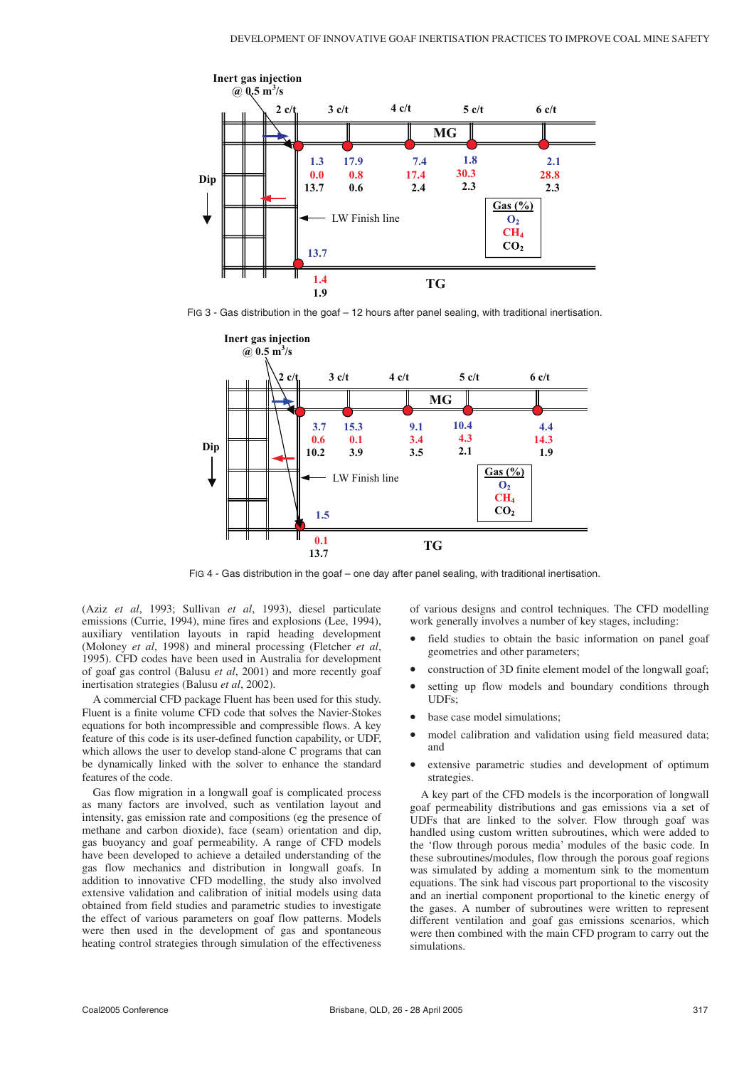FIG 3 - Gas distribution in the goaf – 12 hours after panel sealing, with traditional inertisation.

FIG 4 - Gas distribution in the goaf – one day after panel sealing, with traditional inertisation.

(Aziz *et al*, 1993; Sullivan *et al*, 1993), diesel particulate emissions (Currie, 1994), mine fires and explosions (Lee, 1994), auxiliary ventilation layouts in rapid heading development (Moloney *et al*, 1998) and mineral processing (Fletcher *et al*, 1995). CFD codes have been used in Australia for development of goaf gas control (Balusu *et al*, 2001) and more recently goaf inertisation strategies (Balusu *et al*, 2002).

A commercial CFD package Fluent has been used for this study. Fluent is a finite volume CFD code that solves the Navier-Stokes equations for both incompressible and compressible flows. A key feature of this code is its user-defined function capability, or UDF, which allows the user to develop stand-alone C programs that can be dynamically linked with the solver to enhance the standard features of the code.

Gas flow migration in a longwall goaf is complicated process as many factors are involved, such as ventilation layout and intensity, gas emission rate and compositions (eg the presence of methane and carbon dioxide), face (seam) orientation and dip, gas buoyancy and goaf permeability. A range of CFD models have been developed to achieve a detailed understanding of the gas flow mechanics and distribution in longwall goafs. In addition to innovative CFD modelling, the study also involved extensive validation and calibration of initial models using data obtained from field studies and parametric studies to investigate the effect of various parameters on goaf flow patterns. Models were then used in the development of gas and spontaneous heating control strategies through simulation of the effectiveness of various designs and control techniques. The CFD modelling work generally involves a number of key stages, including:

- field studies to obtain the basic information on panel goaf geometries and other parameters;
- construction of 3D finite element model of the longwall goaf;
- setting up flow models and boundary conditions through UDFs;
- base case model simulations;
- model calibration and validation using field measured data; and
- extensive parametric studies and development of optimum strategies.

A key part of the CFD models is the incorporation of longwall goaf permeability distributions and gas emissions via a set of UDFs that are linked to the solver. Flow through goaf was handled using custom written subroutines, which were added to the 'flow through porous media' modules of the basic code. In these subroutines/modules, flow through the porous goaf regions was simulated by adding a momentum sink to the momentum equations. The sink had viscous part proportional to the viscosity and an inertial component proportional to the kinetic energy of the gases. A number of subroutines were written to represent different ventilation and goaf gas emissions scenarios, which were then combined with the main CFD program to carry out the simulations.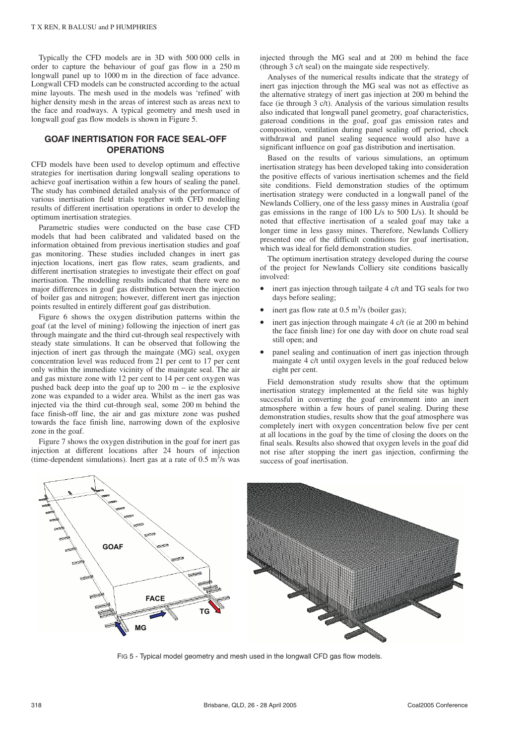Typically the CFD models are in 3D with 500 000 cells in order to capture the behaviour of goaf gas flow in a 250 m longwall panel up to 1000 m in the direction of face advance. Longwall CFD models can be constructed according to the actual mine layouts. The mesh used in the models was 'refined' with higher density mesh in the areas of interest such as areas next to the face and roadways. A typical geometry and mesh used in longwall goaf gas flow models is shown in Figure 5.

## GOAF INERTISATION FOR FACE SEAL-OFF OPERATIONS

CFD models have been used to develop optimum and effective strategies for inertisation during longwall sealing operations to achieve goaf inertisation within a few hours of sealing the panel. The study has combined detailed analysis of the performance of various inertisation field trials together with CFD modelling results of different inertisation operations in order to develop the optimum inertisation strategies.

Parametric studies were conducted on the base case CFD models that had been calibrated and validated based on the information obtained from previous inertisation studies and goaf gas monitoring. These studies included changes in inert gas injection locations, inert gas flow rates, seam gradients, and different inertisation strategies to investigate their effect on goaf inertisation. The modelling results indicated that there were no major differences in goaf gas distribution between the injection of boiler gas and nitrogen; however, different inert gas injection points resulted in entirely different goaf gas distribution.

Figure 6 shows the oxygen distribution patterns within the goaf (at the level of mining) following the injection of inert gas through maingate and the third cut-through seal respectively with steady state simulations. It can be observed that following the injection of inert gas through the maingate (MG) seal, oxygen concentration level was reduced from 21 per cent to 17 per cent only within the immediate vicinity of the maingate seal. The air and gas mixture zone with 12 per cent to 14 per cent oxygen was pushed back deep into the goaf up to 200 m – ie the explosive zone was expanded to a wider area. Whilst as the inert gas was injected via the third cut-through seal, some 200 m behind the face finish-off line, the air and gas mixture zone was pushed towards the face finish line, narrowing down of the explosive zone in the goaf.

Figure 7 shows the oxygen distribution in the goaf for inert gas injection at different locations after 24 hours of injection (time-dependent simulations). Inert gas at a rate of 0.5 $m^3$/s was injected through the MG seal and at 200 m behind the face (through 3 c/t seal) on the maingate side respectively.

Analyses of the numerical results indicate that the strategy of inert gas injection through the MG seal was not as effective as the alternative strategy of inert gas injection at 200 m behind the face (ie through 3 c/t). Analysis of the various simulation results also indicated that longwall panel geometry, goaf characteristics, gateroad conditions in the goaf, goaf gas emission rates and composition, ventilation during panel sealing off period, chock withdrawal and panel sealing sequence would also have a significant influence on goaf gas distribution and inertisation.

Based on the results of various simulations, an optimum inertisation strategy has been developed taking into consideration the positive effects of various inertisation schemes and the field site conditions. Field demonstration studies of the optimum inertisation strategy were conducted in a longwall panel of the Newlands Colliery, one of the less gassy mines in Australia (goaf gas emissions in the range of 100 L/s to 500 L/s). It should be noted that effective inertisation of a sealed goaf may take a longer time in less gassy mines. Therefore, Newlands Colliery presented one of the difficult conditions for goaf inertisation, which was ideal for field demonstration studies.

The optimum inertisation strategy developed during the course of the project for Newlands Colliery site conditions basically involved:

- inert gas injection through tailgate 4 c/t and TG seals for two days before sealing;
- inert gas flow rate at 0.5 $m^3$/s (boiler gas);
- inert gas injection through maingate 4 c/t (ie at 200 m behind the face finish line) for one day with door on chute road seal still open; and
- panel sealing and continuation of inert gas injection through maingate 4 c/t until oxygen levels in the goaf reduced below eight per cent.

Field demonstration study results show that the optimum inertisation strategy implemented at the field site was highly successful in converting the goaf environment into an inert atmosphere within a few hours of panel sealing. During these demonstration studies, results show that the goaf atmosphere was completely inert with oxygen concentration below five per cent at all locations in the goaf by the time of closing the doors on the final seals. Results also showed that oxygen levels in the goaf did not rise after stopping the inert gas injection, confirming the success of goaf inertisation.

FIG 5 - Typical model geometry and mesh used in the longwall CFD gas flow models.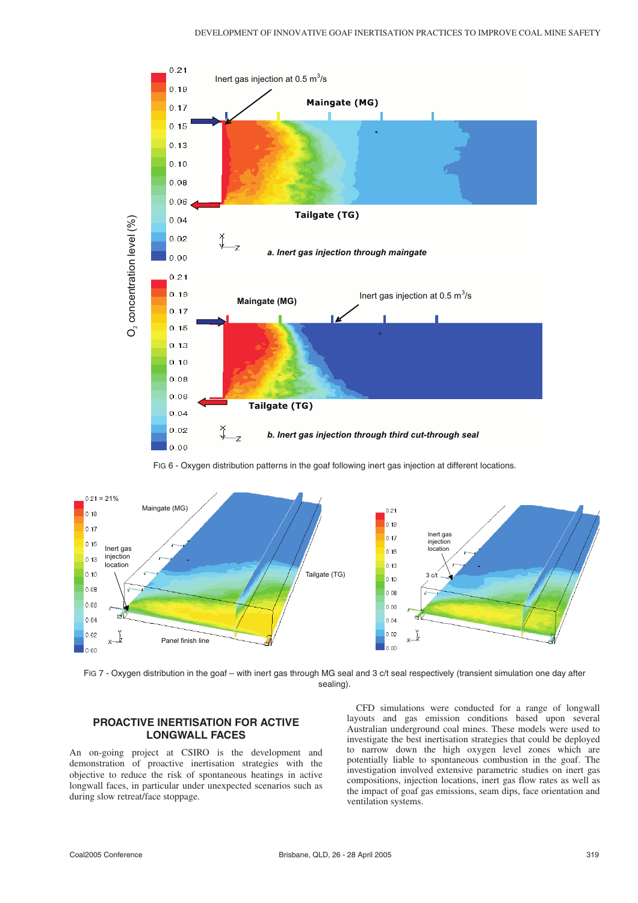FIG 6 - Oxygen distribution patterns in the goaf following inert gas injection at different locations.

FIG 7 - Oxygen distribution in the goaf – with inert gas through MG seal and 3 c/t seal respectively (transient simulation one day after sealing).

## PROACTIVE INERTISATION FOR ACTIVE LONGWALL FACES

An on-going project at CSIRO is the development and demonstration of proactive inertisation strategies with the objective to reduce the risk of spontaneous heatings in active longwall faces, in particular under unexpected scenarios such as during slow retreat/face stoppage.

CFD simulations were conducted for a range of longwall layouts and gas emission conditions based upon several Australian underground coal mines. These models were used to investigate the best inertisation strategies that could be deployed to narrow down the high oxygen level zones which are potentially liable to spontaneous combustion in the goaf. The investigation involved extensive parametric studies on inert gas compositions, injection locations, inert gas flow rates as well as the impact of goaf gas emissions, seam dips, face orientation and ventilation systems.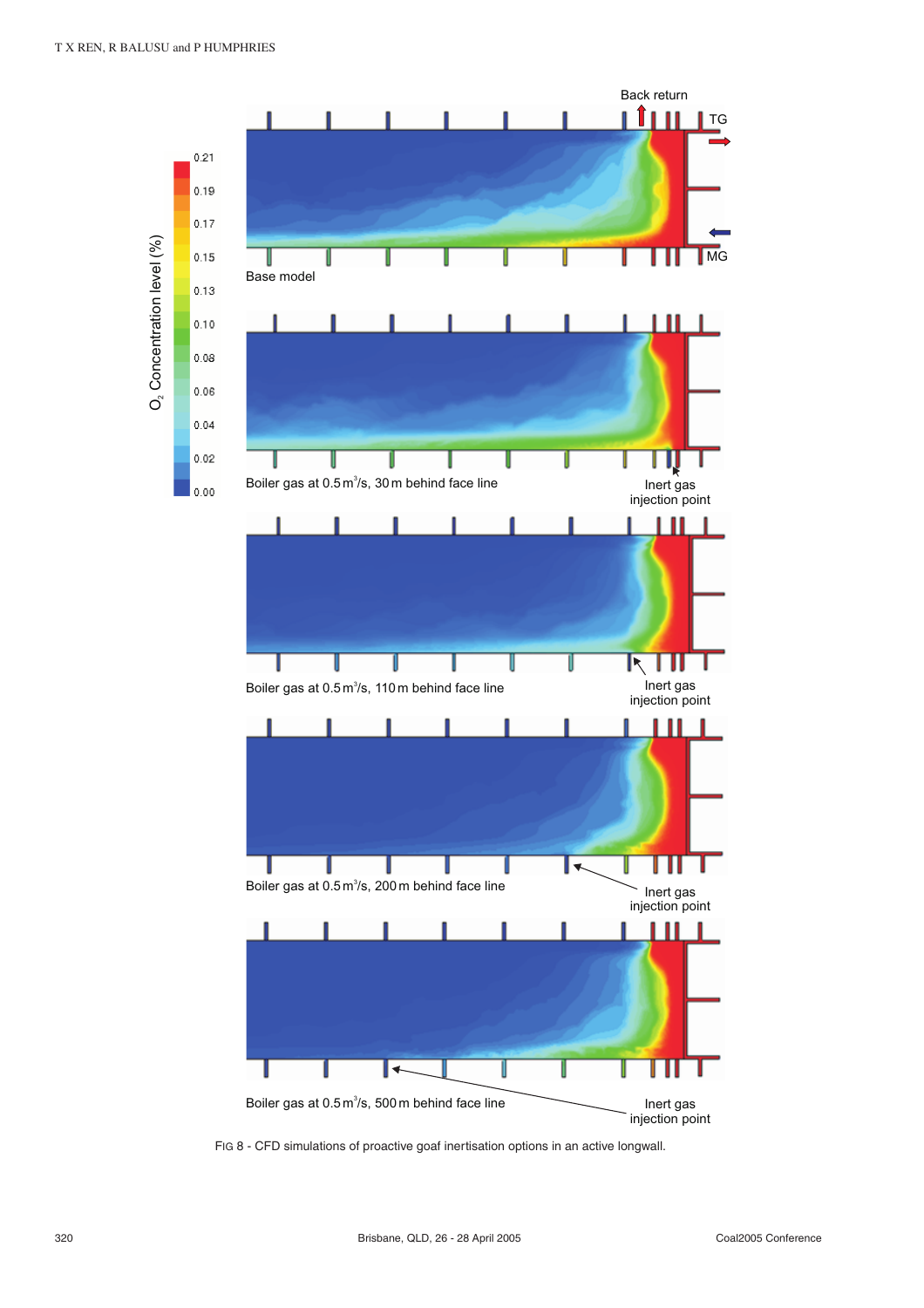FIG 8 - CFD simulations of proactive goaf inertisation options in an active longwall.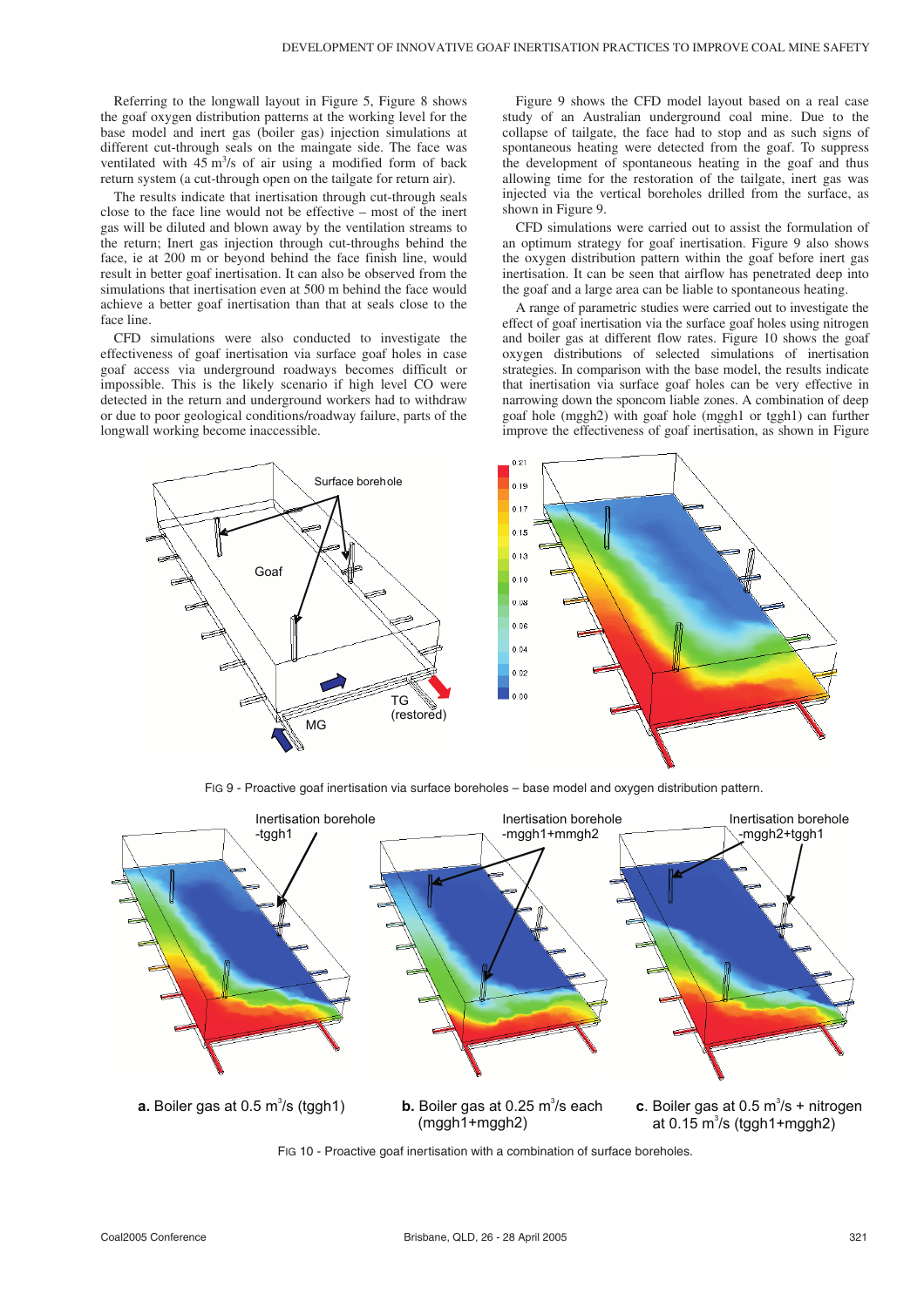Referring to the longwall layout in Figure 5, Figure 8 shows the goaf oxygen distribution patterns at the working level for the base model and inert gas (boiler gas) injection simulations at different cut-through seals on the maingate side. The face was ventilated with 45 $m^3/s$ of air using a modified form of back return system (a cut-through open on the tailgate for return air).

The results indicate that inertisation through cut-through seals close to the face line would not be effective – most of the inert gas will be diluted and blown away by the ventilation streams to the return; Inert gas injection through cut-throughs behind the face, ie at 200 m or beyond behind the face finish line, would result in better goaf inertisation. It can also be observed from the simulations that inertisation even at 500 m behind the face would achieve a better goaf inertisation than that at seals close to the face line.

CFD simulations were also conducted to investigate the effectiveness of goaf inertisation via surface goaf holes in case goaf access via underground roadways becomes difficult or impossible. This is the likely scenario if high level CO were detected in the return and underground workers had to withdraw or due to poor geological conditions/roadway failure, parts of the longwall working become inaccessible.

Figure 9 shows the CFD model layout based on a real case study of an Australian underground coal mine. Due to the collapse of tailgate, the face had to stop and as such signs of spontaneous heating were detected from the goaf. To suppress the development of spontaneous heating in the goaf and thus allowing time for the restoration of the tailgate, inert gas was injected via the vertical boreholes drilled from the surface, as shown in Figure 9.

CFD simulations were carried out to assist the formulation of an optimum strategy for goaf inertisation. Figure 9 also shows the oxygen distribution pattern within the goaf before inert gas inertisation. It can be seen that airflow has penetrated deep into the goaf and a large area can be liable to spontaneous heating.

A range of parametric studies were carried out to investigate the effect of goaf inertisation via the surface goaf holes using nitrogen and boiler gas at different flow rates. Figure 10 shows the goaf oxygen distributions of selected simulations of inertisation strategies. In comparison with the base model, the results indicate that inertisation via surface goaf holes can be very effective in narrowing down the sponcom liable zones. A combination of deep goaf hole (mggh2) with goaf hole (mggh1 or tggh1) can further improve the effectiveness of goaf inertisation, as shown in Figure

FIG 9 - Proactive goaf inertisation via surface boreholes – base model and oxygen distribution pattern.

**a.** Boiler gas at 0.5 $m^3/s$ (tggh1)

**b.** Boiler gas at 0.25 $m^3/s$ each (mggh1+mggh2)

**c**. Boiler gas at 0.5 $m^3/s$ + nitrogen at 0.15 $m^3/s$ (tggh1+mggh2)

FIG 10 - Proactive goaf inertisation with a combination of surface boreholes.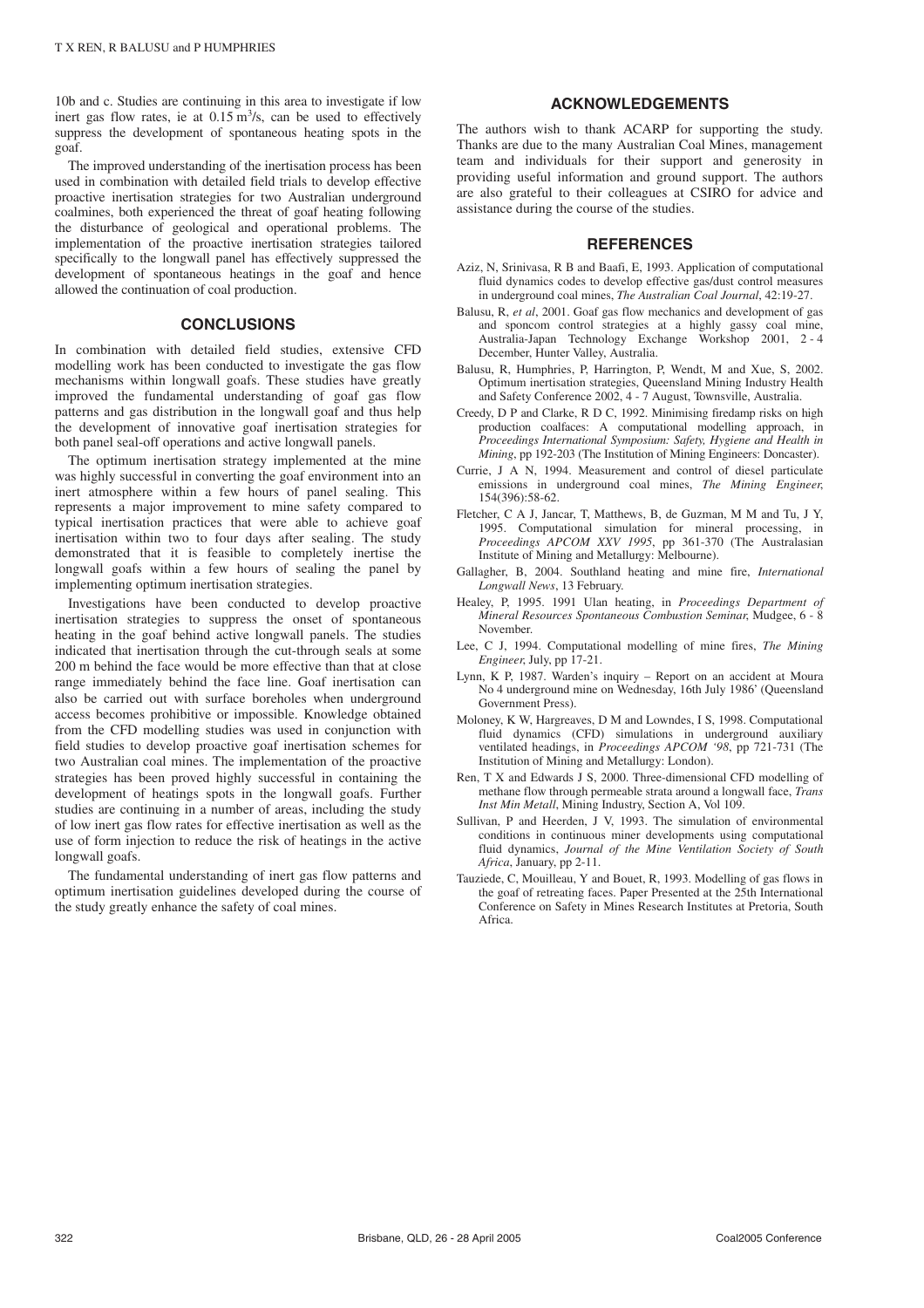10b and c. Studies are continuing in this area to investigate if low inert gas flow rates, ie at 0.15 $m^3$/s, can be used to effectively suppress the development of spontaneous heating spots in the goaf.

The improved understanding of the inertisation process has been used in combination with detailed field trials to develop effective proactive inertisation strategies for two Australian underground coalmines, both experienced the threat of goaf heating following the disturbance of geological and operational problems. The implementation of the proactive inertisation strategies tailored specifically to the longwall panel has effectively suppressed the development of spontaneous heatings in the goaf and hence allowed the continuation of coal production.

## CONCLUSIONS

In combination with detailed field studies, extensive CFD modelling work has been conducted to investigate the gas flow mechanisms within longwall goafs. These studies have greatly improved the fundamental understanding of goaf gas flow patterns and gas distribution in the longwall goaf and thus help the development of innovative goaf inertisation strategies for both panel seal-off operations and active longwall panels.

The optimum inertisation strategy implemented at the mine was highly successful in converting the goaf environment into an inert atmosphere within a few hours of panel sealing. This represents a major improvement to mine safety compared to typical inertisation practices that were able to achieve goaf inertisation within two to four days after sealing. The study demonstrated that it is feasible to completely inertise the longwall goafs within a few hours of sealing the panel by implementing optimum inertisation strategies.

Investigations have been conducted to develop proactive inertisation strategies to suppress the onset of spontaneous heating in the goaf behind active longwall panels. The studies indicated that inertisation through the cut-through seals at some 200 m behind the face would be more effective than that at close range immediately behind the face line. Goaf inertisation can also be carried out with surface boreholes when underground access becomes prohibitive or impossible. Knowledge obtained from the CFD modelling studies was used in conjunction with field studies to develop proactive goaf inertisation schemes for two Australian coal mines. The implementation of the proactive strategies has been proved highly successful in containing the development of heatings spots in the longwall goafs. Further studies are continuing in a number of areas, including the study of low inert gas flow rates for effective inertisation as well as the use of form injection to reduce the risk of heatings in the active longwall goafs.

The fundamental understanding of inert gas flow patterns and optimum inertisation guidelines developed during the course of the study greatly enhance the safety of coal mines.

## ACKNOWLEDGEMENTS

The authors wish to thank ACARP for supporting the study. Thanks are due to the many Australian Coal Mines, management team and individuals for their support and generosity in providing useful information and ground support. The authors are also grateful to their colleagues at CSIRO for advice and assistance during the course of the studies.

## REFERENCES

Aziz, N, Srinivasa, R B and Baafi, E, 1993. Application of computational fluid dynamics codes to develop effective gas/dust control measures in underground coal mines, *The Australian Coal Journal*, 42:19-27.

Balusu, R, *et al*, 2001. Goaf gas flow mechanics and development of gas and sponcom control strategies at a highly gassy coal mine, Australia-Japan Technology Exchange Workshop 2001, 2 - 4 December, Hunter Valley, Australia.

Balusu, R, Humphries, P, Harrington, P, Wendt, M and Xue, S, 2002. Optimum inertisation strategies, Queensland Mining Industry Health and Safety Conference 2002, 4 - 7 August, Townsville, Australia.

Creedy, D P and Clarke, R D C, 1992. Minimising firedamp risks on high production coalfaces: A computational modelling approach, in *Proceedings International Symposium: Safety, Hygiene and Health in Mining*, pp 192-203 (The Institution of Mining Engineers: Doncaster).

Currie, J A N, 1994. Measurement and control of diesel particulate emissions in underground coal mines, *The Mining Engineer*, 154(396):58-62.

Fletcher, C A J, Jancar, T, Matthews, B, de Guzman, M M and Tu, J Y, 1995. Computational simulation for mineral processing, in *Proceedings APCOM XXV 1995*, pp 361-370 (The Australasian Institute of Mining and Metallurgy: Melbourne).

Gallagher, B, 2004. Southland heating and mine fire, *International Longwall News*, 13 February.

Healey, P, 1995. 1991 Ulan heating, in *Proceedings Department of Mineral Resources Spontaneous Combustion Seminar*, Mudgee, 6 - 8 November.

Lee, C J, 1994. Computational modelling of mine fires, *The Mining Engineer*, July, pp 17-21.

Lynn, K P, 1987. Warden's inquiry – Report on an accident at Moura No 4 underground mine on Wednesday, 16th July 1986' (Queensland Government Press).

Moloney, K W, Hargreaves, D M and Lowndes, I S, 1998. Computational fluid dynamics (CFD) simulations in underground auxiliary ventilated headings, in *Proceedings APCOM '98*, pp 721-731 (The Institution of Mining and Metallurgy: London).

Ren, T X and Edwards J S, 2000. Three-dimensional CFD modelling of methane flow through permeable strata around a longwall face, *Trans Inst Min Metall*, Mining Industry, Section A, Vol 109.

Sullivan, P and Heerden, J V, 1993. The simulation of environmental conditions in continuous miner developments using computational fluid dynamics, *Journal of the Mine Ventilation Society of South Africa*, January, pp 2-11.

Tauziede, C, Mouilleau, Y and Bouet, R, 1993. Modelling of gas flows in the goaf of retreating faces. Paper Presented at the 25th International Conference on Safety in Mines Research Institutes at Pretoria, South Africa.